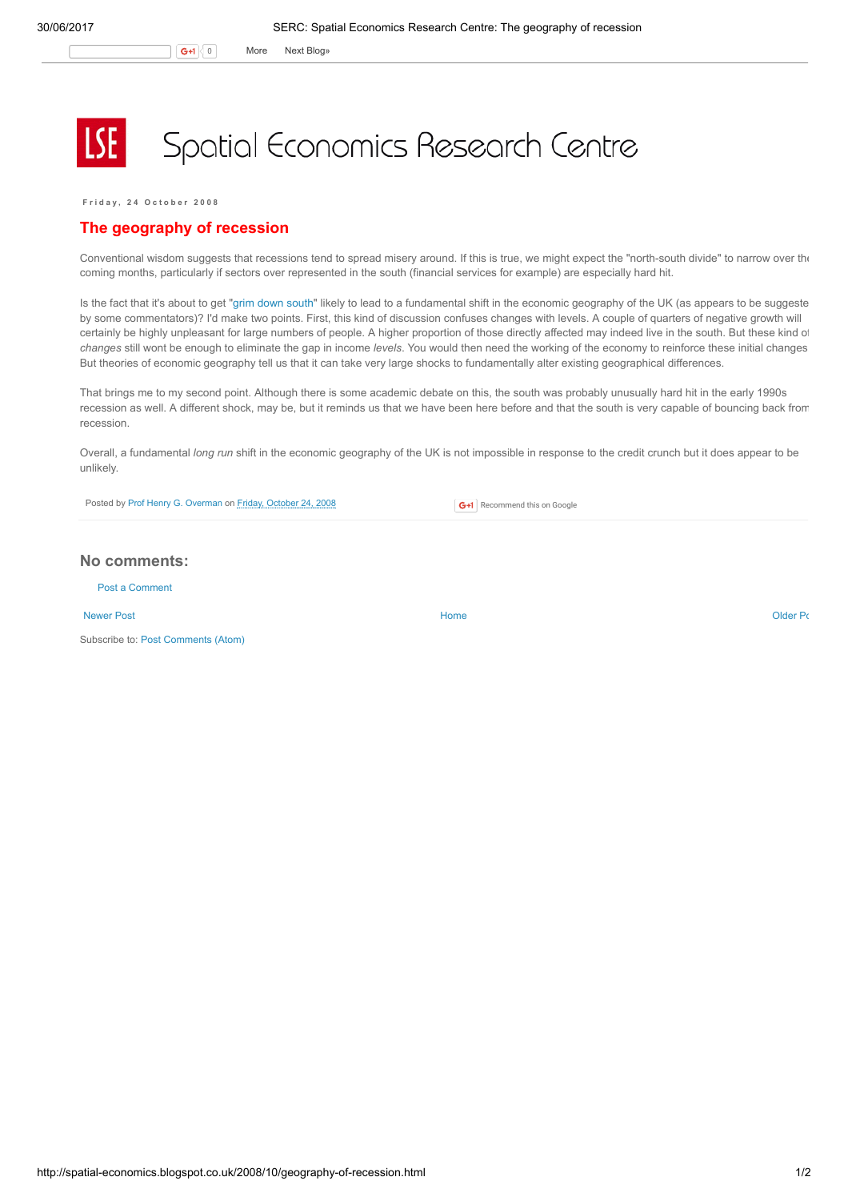# Spatial Economics Research Centre

Friday, 24 October 2008

## The geography of recession

Conventional wisdom suggests that recessions tend to spread misery around. If this is true, we might expect the "north-south divide" to narrow over the coming months, particularly if sectors over represented in the south (financial services for example) are especially hard hit.

Is the fact that it's about to get "grim down south" likely to lead to a fundamental shift in the economic geography of the UK (as appears to be suggested by some commentators)? I'd make two points. First, this kind of discussion confuses changes with levels. A couple of quarters of negative growth will certainly be highly unpleasant for large numbers of people. A higher proportion of those directly affected may indeed live in the south. But these kind of *changes* still wont be enough to eliminate the gap in income *levels*. You would then need the working of the economy to reinforce these initial changes. But theories of economic geography tell us that it can take very large shocks to fundamentally alter existing geographical differences.

That brings me to my second point. Although there is some academic debate on this, the south was probably unusually hard hit in the early 1990s recession as well. A different shock, may be, but it reminds us that we have been here before and that the south is very capable of bouncing back from recession.

Overall, a fundamental *long run* shift in the economic geography of the UK is not impossible in response to the credit crunch but it does appear to be unlikely.

Posted by Prof Henry G. Overman on Friday, October 24, 2008

Recommend this on Google

## No comments:

Post a Comment

Newer Post | Home | Older Post

Subscribe to: Post Comments (Atom)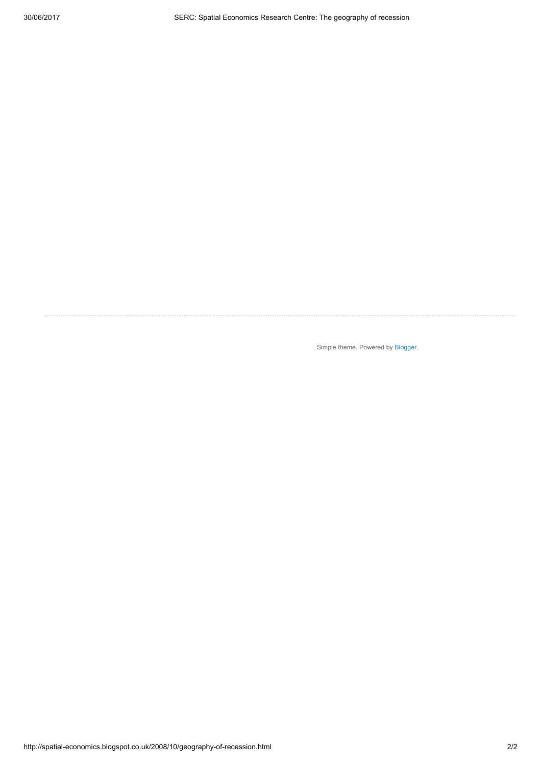Simple theme. Powered by Blogger.